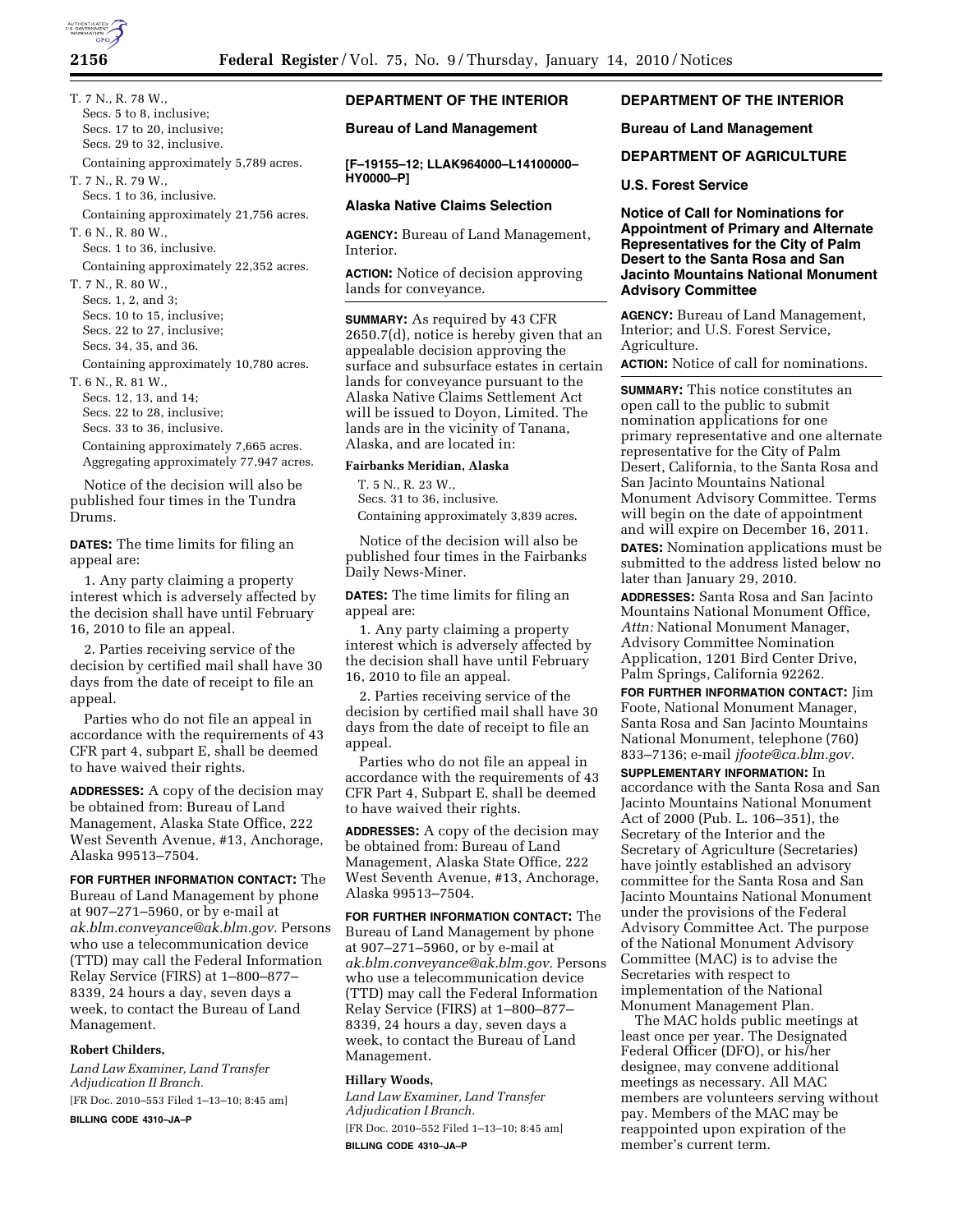T. 7 N., R. 78 W.,

Secs. 5 to 8, inclusive;
Secs. 17 to 20, inclusive;
Secs. 29 to 32, inclusive.

Containing approximately 5,789 acres.

T. 7 N., R. 79 W.,

Secs. 1 to 36, inclusive.

Containing approximately 21,756 acres.

T. 6 N., R. 80 W.,

Secs. 1 to 36, inclusive.

Containing approximately 22,352 acres.

T. 7 N., R. 80 W.,

Secs. 1, 2, and 3;
Secs. 10 to 15, inclusive;
Secs. 22 to 27, inclusive;
Secs. 34, 35, and 36.

Containing approximately 10,780 acres.

T. 6 N., R. 81 W.,

Secs. 12, 13, and 14;
Secs. 22 to 28, inclusive;
Secs. 33 to 36, inclusive.

Containing approximately 7,665 acres.
Aggregating approximately 77,947 acres.

Notice of the decision will also be published four times in the Tundra Drums.

**DATES:** The time limits for filing an appeal are:

1. Any party claiming a property interest which is adversely affected by the decision shall have until February 16, 2010 to file an appeal.

2. Parties receiving service of the decision by certified mail shall have 30 days from the date of receipt to file an appeal.

Parties who do not file an appeal in accordance with the requirements of 43 CFR part 4, subpart E, shall be deemed to have waived their rights.

**ADDRESSES:** A copy of the decision may be obtained from: Bureau of Land Management, Alaska State Office, 222 West Seventh Avenue, #13, Anchorage, Alaska 99513–7504.

**FOR FURTHER INFORMATION CONTACT:** The Bureau of Land Management by phone at 907–271–5960, or by e-mail at *ak.blm.conveyance@ak.blm.gov*. Persons who use a telecommunication device (TTD) may call the Federal Information Relay Service (FIRS) at 1–800–877–8339, 24 hours a day, seven days a week, to contact the Bureau of Land Management.

**Robert Childers,**

*Land Law Examiner, Land Transfer Adjudication II Branch.*

[FR Doc. 2010–553 Filed 1–13–10; 8:45 am]

**BILLING CODE 4310–JA–P**

## DEPARTMENT OF THE INTERIOR

### Bureau of Land Management

**[F–19155–12; LLAK964000–L14100000–HY0000–P]**

### Alaska Native Claims Selection

**AGENCY:** Bureau of Land Management, Interior.

**ACTION:** Notice of decision approving lands for conveyance.

**SUMMARY:** As required by 43 CFR 2650.7(d), notice is hereby given that an appealable decision approving the surface and subsurface estates in certain lands for conveyance pursuant to the Alaska Native Claims Settlement Act will be issued to Doyon, Limited. The lands are in the vicinity of Tanana, Alaska, and are located in:

**Fairbanks Meridian, Alaska**

T. 5 N., R. 23 W.,

Secs. 31 to 36, inclusive.

Containing approximately 3,839 acres.

Notice of the decision will also be published four times in the Fairbanks Daily News-Miner.

**DATES:** The time limits for filing an appeal are:

1. Any party claiming a property interest which is adversely affected by the decision shall have until February 16, 2010 to file an appeal.

2. Parties receiving service of the decision by certified mail shall have 30 days from the date of receipt to file an appeal.

Parties who do not file an appeal in accordance with the requirements of 43 CFR Part 4, Subpart E, shall be deemed to have waived their rights.

**ADDRESSES:** A copy of the decision may be obtained from: Bureau of Land Management, Alaska State Office, 222 West Seventh Avenue, #13, Anchorage, Alaska 99513–7504.

**FOR FURTHER INFORMATION CONTACT:** The Bureau of Land Management by phone at 907–271–5960, or by e-mail at *ak.blm.conveyance@ak.blm.gov*. Persons who use a telecommunication device (TTD) may call the Federal Information Relay Service (FIRS) at 1–800–877–8339, 24 hours a day, seven days a week, to contact the Bureau of Land Management.

**Hillary Woods,**

*Land Law Examiner, Land Transfer Adjudication I Branch.*

[FR Doc. 2010–552 Filed 1–13–10; 8:45 am]

**BILLING CODE 4310–JA–P**

## DEPARTMENT OF THE INTERIOR

### Bureau of Land Management

## DEPARTMENT OF AGRICULTURE

### U.S. Forest Service

### Notice of Call for Nominations for Appointment of Primary and Alternate Representatives for the City of Palm Desert to the Santa Rosa and San Jacinto Mountains National Monument Advisory Committee

**AGENCY:** Bureau of Land Management, Interior; and U.S. Forest Service, Agriculture.

**ACTION:** Notice of call for nominations.

**SUMMARY:** This notice constitutes an open call to the public to submit nomination applications for one primary representative and one alternate representative for the City of Palm Desert, California, to the Santa Rosa and San Jacinto Mountains National Monument Advisory Committee. Terms will begin on the date of appointment and will expire on December 16, 2011.

**DATES:** Nomination applications must be submitted to the address listed below no later than January 29, 2010.

**ADDRESSES:** Santa Rosa and San Jacinto Mountains National Monument Office, *Attn:* National Monument Manager, Advisory Committee Nomination Application, 1201 Bird Center Drive, Palm Springs, California 92262.

**FOR FURTHER INFORMATION CONTACT:** Jim Foote, National Monument Manager, Santa Rosa and San Jacinto Mountains National Monument, telephone (760) 833–7136; e-mail *jfoote@ca.blm.gov*.

**SUPPLEMENTARY INFORMATION:** In accordance with the Santa Rosa and San Jacinto Mountains National Monument Act of 2000 (Pub. L. 106–351), the Secretary of the Interior and the Secretary of Agriculture (Secretaries) have jointly established an advisory committee for the Santa Rosa and San Jacinto Mountains National Monument under the provisions of the Federal Advisory Committee Act. The purpose of the National Monument Advisory Committee (MAC) is to advise the Secretaries with respect to implementation of the National Monument Management Plan.

The MAC holds public meetings at least once per year. The Designated Federal Officer (DFO), or his/her designee, may convene additional meetings as necessary. All MAC members are volunteers serving without pay. Members of the MAC may be reappointed upon expiration of the member's current term.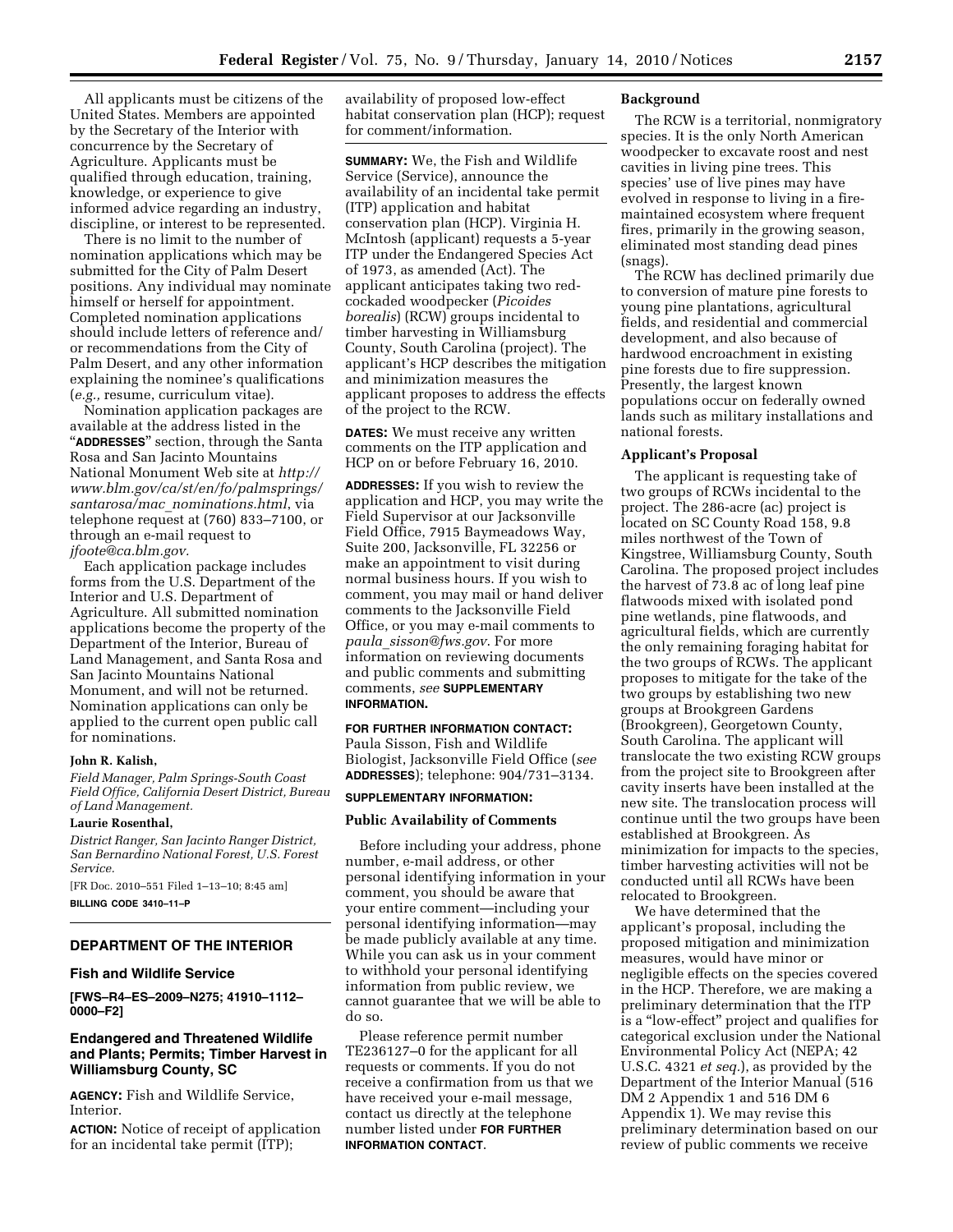All applicants must be citizens of the United States. Members are appointed by the Secretary of the Interior with concurrence by the Secretary of Agriculture. Applicants must be qualified through education, training, knowledge, or experience to give informed advice regarding an industry, discipline, or interest to be represented.

There is no limit to the number of nomination applications which may be submitted for the City of Palm Desert positions. Any individual may nominate himself or herself for appointment. Completed nomination applications should include letters of reference and/or recommendations from the City of Palm Desert, and any other information explaining the nominee's qualifications (*e.g.,* resume, curriculum vitae).

Nomination application packages are available at the address listed in the "**ADDRESSES**" section, through the Santa Rosa and San Jacinto Mountains National Monument Web site at *http://www.blm.gov/ca/st/en/fo/palmsprings/santarosa/mac_nominations.html*, via telephone request at (760) 833–7100, or through an e-mail request to *jfoote@ca.blm.gov*.

Each application package includes forms from the U.S. Department of the Interior and U.S. Department of Agriculture. All submitted nomination applications become the property of the Department of the Interior, Bureau of Land Management, and Santa Rosa and San Jacinto Mountains National Monument, and will not be returned. Nomination applications can only be applied to the current open public call for nominations.

**John R. Kalish,**

*Field Manager, Palm Springs-South Coast Field Office, California Desert District, Bureau of Land Management.*

**Laurie Rosenthal,**

*District Ranger, San Jacinto Ranger District, San Bernardino National Forest, U.S. Forest Service.*

[FR Doc. 2010–551 Filed 1–13–10; 8:45 am]

**BILLING CODE 3410–11–P**

## DEPARTMENT OF THE INTERIOR

### Fish and Wildlife Service

**[FWS–R4–ES–2009–N275; 41910–1112–0000–F2]**

### Endangered and Threatened Wildlife and Plants; Permits; Timber Harvest in Williamsburg County, SC

**AGENCY:** Fish and Wildlife Service, Interior.

**ACTION:** Notice of receipt of application for an incidental take permit (ITP); availability of proposed low-effect habitat conservation plan (HCP); request for comment/information.

**SUMMARY:** We, the Fish and Wildlife Service (Service), announce the availability of an incidental take permit (ITP) application and habitat conservation plan (HCP). Virginia H. McIntosh (applicant) requests a 5-year ITP under the Endangered Species Act of 1973, as amended (Act). The applicant anticipates taking two red-cockaded woodpecker (*Picoides borealis*) (RCW) groups incidental to timber harvesting in Williamsburg County, South Carolina (project). The applicant's HCP describes the mitigation and minimization measures the applicant proposes to address the effects of the project to the RCW.

**DATES:** We must receive any written comments on the ITP application and HCP on or before February 16, 2010.

**ADDRESSES:** If you wish to review the application and HCP, you may write the Field Supervisor at our Jacksonville Field Office, 7915 Baymeadows Way, Suite 200, Jacksonville, FL 32256 or make an appointment to visit during normal business hours. If you wish to comment, you may mail or hand deliver comments to the Jacksonville Field Office, or you may e-mail comments to *paula_sisson@fws.gov*. For more information on reviewing documents and public comments and submitting comments, *see* **SUPPLEMENTARY INFORMATION.**

**FOR FURTHER INFORMATION CONTACT:** Paula Sisson, Fish and Wildlife Biologist, Jacksonville Field Office (*see* **ADDRESSES**); telephone: 904/731–3134.

**SUPPLEMENTARY INFORMATION:**

**Public Availability of Comments**

Before including your address, phone number, e-mail address, or other personal identifying information in your comment, you should be aware that your entire comment—including your personal identifying information—may be made publicly available at any time. While you can ask us in your comment to withhold your personal identifying information from public review, we cannot guarantee that we will be able to do so.

Please reference permit number TE236127–0 for the applicant for all requests or comments. If you do not receive a confirmation from us that we have received your e-mail message, contact us directly at the telephone number listed under **FOR FURTHER INFORMATION CONTACT**.

**Background**

The RCW is a territorial, nonmigratory species. It is the only North American woodpecker to excavate roost and nest cavities in living pine trees. This species' use of live pines may have evolved in response to living in a fire-maintained ecosystem where frequent fires, primarily in the growing season, eliminated most standing dead pines (snags).

The RCW has declined primarily due to conversion of mature pine forests to young pine plantations, agricultural fields, and residential and commercial development, and also because of hardwood encroachment in existing pine forests due to fire suppression. Presently, the largest known populations occur on federally owned lands such as military installations and national forests.

**Applicant's Proposal**

The applicant is requesting take of two groups of RCWs incidental to the project. The 286-acre (ac) project is located on SC County Road 158, 9.8 miles northwest of the Town of Kingstree, Williamsburg County, South Carolina. The proposed project includes the harvest of 73.8 ac of long leaf pine flatwoods mixed with isolated pond pine wetlands, pine flatwoods, and agricultural fields, which are currently the only remaining foraging habitat for the two groups of RCWs. The applicant proposes to mitigate for the take of the two groups by establishing two new groups at Brookgreen Gardens (Brookgreen), Georgetown County, South Carolina. The applicant will translocate the two existing RCW groups from the project site to Brookgreen after cavity inserts have been installed at the new site. The translocation process will continue until the two groups have been established at Brookgreen. As minimization for impacts to the species, timber harvesting activities will not be conducted until all RCWs have been relocated to Brookgreen.

We have determined that the applicant's proposal, including the proposed mitigation and minimization measures, would have minor or negligible effects on the species covered in the HCP. Therefore, we are making a preliminary determination that the ITP is a "low-effect" project and qualifies for categorical exclusion under the National Environmental Policy Act (NEPA; 42 U.S.C. 4321 *et seq.*), as provided by the Department of the Interior Manual (516 DM 2 Appendix 1 and 516 DM 6 Appendix 1). We may revise this preliminary determination based on our review of public comments we receive